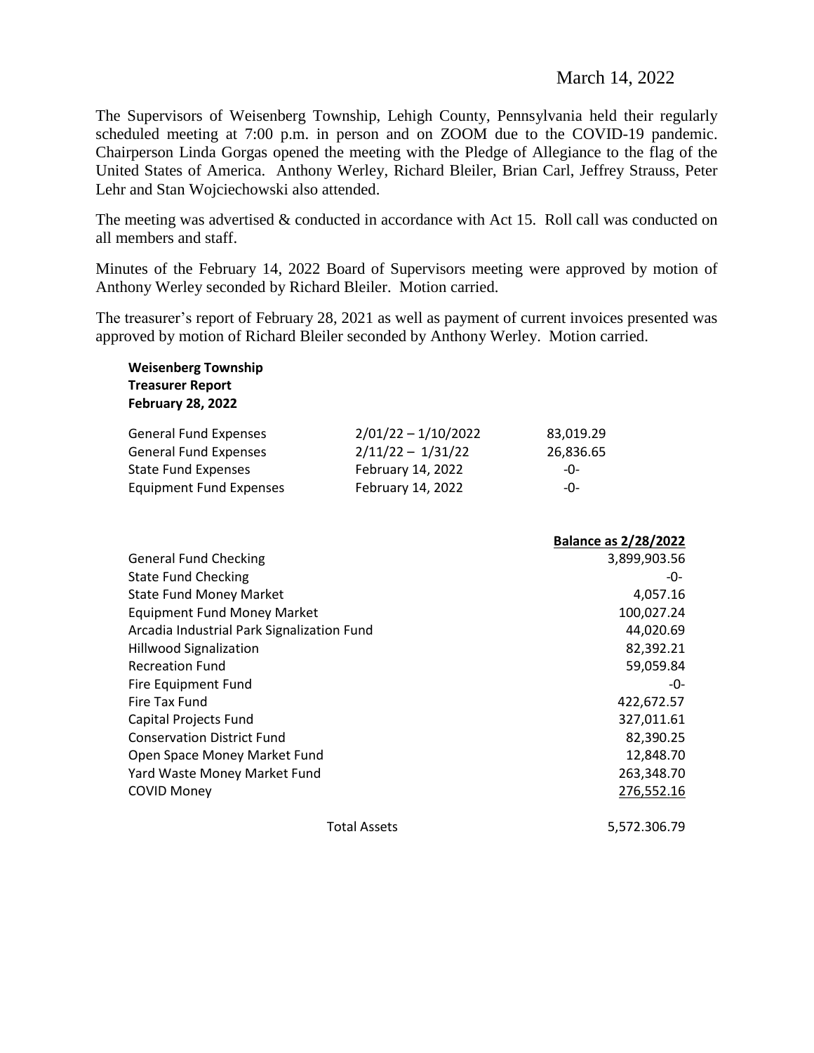March 14, 2022

The Supervisors of Weisenberg Township, Lehigh County, Pennsylvania held their regularly scheduled meeting at 7:00 p.m. in person and on ZOOM due to the COVID-19 pandemic. Chairperson Linda Gorgas opened the meeting with the Pledge of Allegiance to the flag of the United States of America. Anthony Werley, Richard Bleiler, Brian Carl, Jeffrey Strauss, Peter Lehr and Stan Wojciechowski also attended.

The meeting was advertised & conducted in accordance with Act 15. Roll call was conducted on all members and staff.

Minutes of the February 14, 2022 Board of Supervisors meeting were approved by motion of Anthony Werley seconded by Richard Bleiler. Motion carried.

The treasurer's report of February 28, 2021 as well as payment of current invoices presented was approved by motion of Richard Bleiler seconded by Anthony Werley. Motion carried.

**Weisenberg Township**
**Treasurer Report**
**February 28, 2022**

| | | |
|---|---|---|
| General Fund Expenses | 2/01/22 – 1/10/2022 | 83,019.29 |
| General Fund Expenses | 2/11/22 – 1/31/22 | 26,836.65 |
| State Fund Expenses | February 14, 2022 | -0- |
| Equipment Fund Expenses | February 14, 2022 | -0- |

| | **Balance as 2/28/2022** |
|---|---|
| General Fund Checking | 3,899,903.56 |
| State Fund Checking | -0- |
| State Fund Money Market | 4,057.16 |
| Equipment Fund Money Market | 100,027.24 |
| Arcadia Industrial Park Signalization Fund | 44,020.69 |
| Hillwood Signalization | 82,392.21 |
| Recreation Fund | 59,059.84 |
| Fire Equipment Fund | -0- |
| Fire Tax Fund | 422,672.57 |
| Capital Projects Fund | 327,011.61 |
| Conservation District Fund | 82,390.25 |
| Open Space Money Market Fund | 12,848.70 |
| Yard Waste Money Market Fund | 263,348.70 |
| COVID Money | 276,552.16 |
| Total Assets | 5,572.306.79 |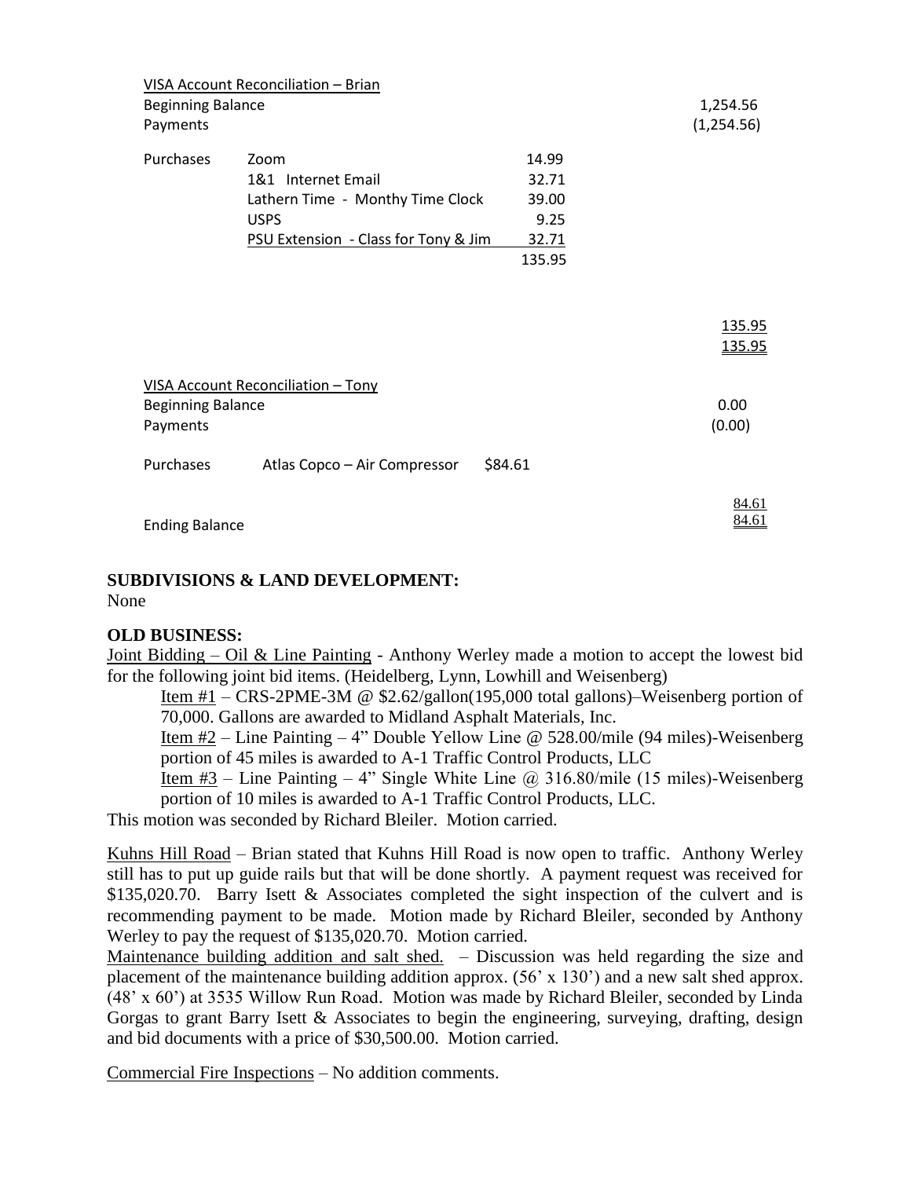VISA Account Reconciliation – Brian

| | | | |
|---|---|---|---|
| Beginning Balance | | | 1,254.56 |
| Payments | | | (1,254.56) |
| Purchases | Zoom | 14.99 | |
| | 1&1 Internet Email | 32.71 | |
| | Lathern Time - Monthy Time Clock | 39.00 | |
| | USPS | 9.25 | |
| | PSU Extension - Class for Tony & Jim | 32.71 | |
| | | 135.95 | |
| | | | 135.95 |
| | | | 135.95 |

VISA Account Reconciliation – Tony

| | | | |
|---|---|---|---|
| Beginning Balance | | | 0.00 |
| Payments | | | (0.00) |
| Purchases | Atlas Copco – Air Compressor | $84.61 | |
| | | | 84.61 |
| Ending Balance | | | 84.61 |

**SUBDIVISIONS & LAND DEVELOPMENT:**
None

**OLD BUSINESS:**

Joint Bidding – Oil & Line Painting - Anthony Werley made a motion to accept the lowest bid for the following joint bid items. (Heidelberg, Lynn, Lowhill and Weisenberg)

Item #1 – CRS-2PME-3M @ $2.62/gallon(195,000 total gallons)–Weisenberg portion of 70,000. Gallons are awarded to Midland Asphalt Materials, Inc.

Item #2 – Line Painting – 4" Double Yellow Line @ 528.00/mile (94 miles)-Weisenberg portion of 45 miles is awarded to A-1 Traffic Control Products, LLC

Item #3 – Line Painting – 4" Single White Line @ 316.80/mile (15 miles)-Weisenberg portion of 10 miles is awarded to A-1 Traffic Control Products, LLC.

This motion was seconded by Richard Bleiler. Motion carried.

Kuhns Hill Road – Brian stated that Kuhns Hill Road is now open to traffic. Anthony Werley still has to put up guide rails but that will be done shortly. A payment request was received for $135,020.70. Barry Isett & Associates completed the sight inspection of the culvert and is recommending payment to be made. Motion made by Richard Bleiler, seconded by Anthony Werley to pay the request of $135,020.70. Motion carried.

Maintenance building addition and salt shed. – Discussion was held regarding the size and placement of the maintenance building addition approx. (56' x 130') and a new salt shed approx. (48' x 60') at 3535 Willow Run Road. Motion was made by Richard Bleiler, seconded by Linda Gorgas to grant Barry Isett & Associates to begin the engineering, surveying, drafting, design and bid documents with a price of $30,500.00. Motion carried.

Commercial Fire Inspections – No addition comments.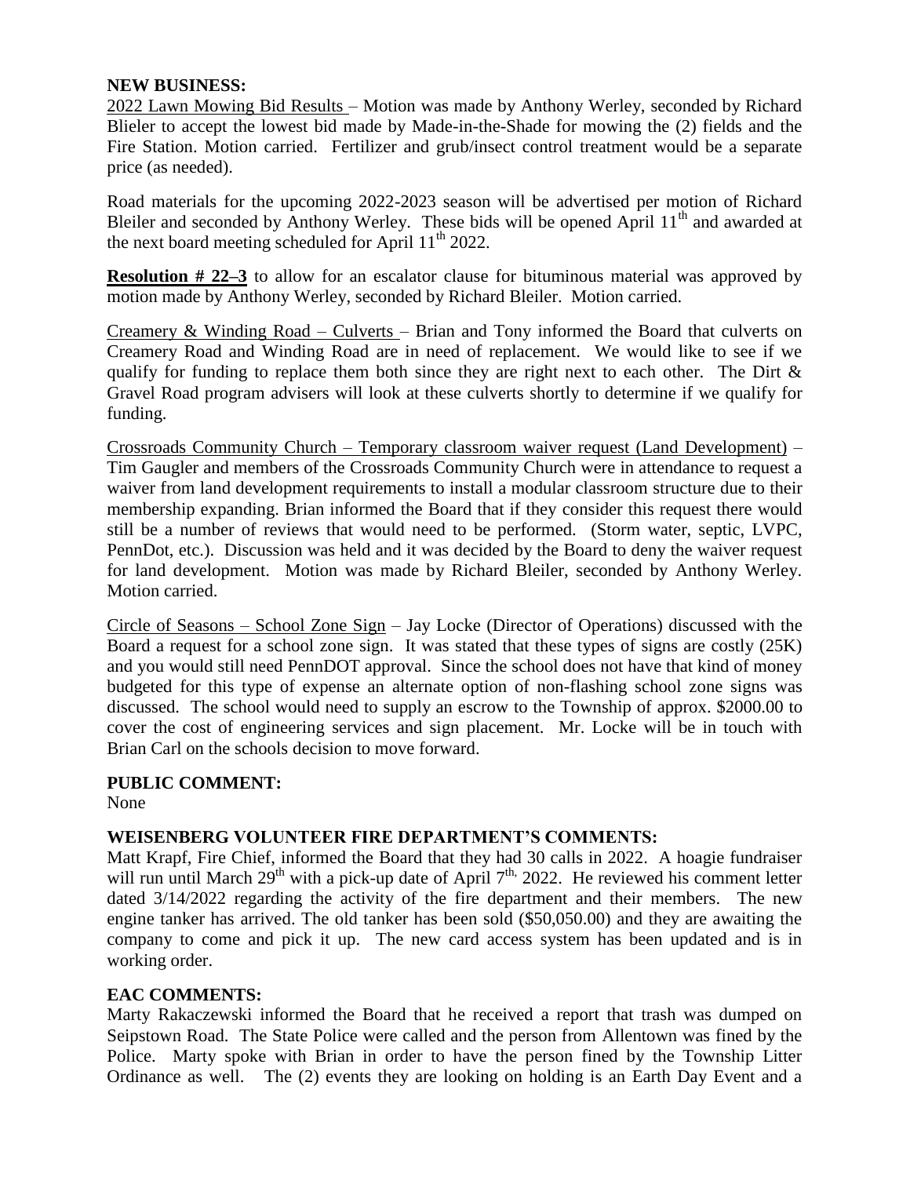**NEW BUSINESS:**

2022 Lawn Mowing Bid Results – Motion was made by Anthony Werley, seconded by Richard Blieler to accept the lowest bid made by Made-in-the-Shade for mowing the (2) fields and the Fire Station. Motion carried. Fertilizer and grub/insect control treatment would be a separate price (as needed).

Road materials for the upcoming 2022-2023 season will be advertised per motion of Richard Bleiler and seconded by Anthony Werley. These bids will be opened April 11th and awarded at the next board meeting scheduled for April 11th 2022.

**Resolution # 22–3** to allow for an escalator clause for bituminous material was approved by motion made by Anthony Werley, seconded by Richard Bleiler. Motion carried.

Creamery & Winding Road – Culverts – Brian and Tony informed the Board that culverts on Creamery Road and Winding Road are in need of replacement. We would like to see if we qualify for funding to replace them both since they are right next to each other. The Dirt & Gravel Road program advisers will look at these culverts shortly to determine if we qualify for funding.

Crossroads Community Church – Temporary classroom waiver request (Land Development) – Tim Gaugler and members of the Crossroads Community Church were in attendance to request a waiver from land development requirements to install a modular classroom structure due to their membership expanding. Brian informed the Board that if they consider this request there would still be a number of reviews that would need to be performed. (Storm water, septic, LVPC, PennDot, etc.). Discussion was held and it was decided by the Board to deny the waiver request for land development. Motion was made by Richard Bleiler, seconded by Anthony Werley. Motion carried.

Circle of Seasons – School Zone Sign – Jay Locke (Director of Operations) discussed with the Board a request for a school zone sign. It was stated that these types of signs are costly (25K) and you would still need PennDOT approval. Since the school does not have that kind of money budgeted for this type of expense an alternate option of non-flashing school zone signs was discussed. The school would need to supply an escrow to the Township of approx. $2000.00 to cover the cost of engineering services and sign placement. Mr. Locke will be in touch with Brian Carl on the schools decision to move forward.

**PUBLIC COMMENT:**

None

**WEISENBERG VOLUNTEER FIRE DEPARTMENT'S COMMENTS:**

Matt Krapf, Fire Chief, informed the Board that they had 30 calls in 2022. A hoagie fundraiser will run until March 29th with a pick-up date of April 7th, 2022. He reviewed his comment letter dated 3/14/2022 regarding the activity of the fire department and their members. The new engine tanker has arrived. The old tanker has been sold ($50,050.00) and they are awaiting the company to come and pick it up. The new card access system has been updated and is in working order.

**EAC COMMENTS:**

Marty Rakaczewski informed the Board that he received a report that trash was dumped on Seipstown Road. The State Police were called and the person from Allentown was fined by the Police. Marty spoke with Brian in order to have the person fined by the Township Litter Ordinance as well. The (2) events they are looking on holding is an Earth Day Event and a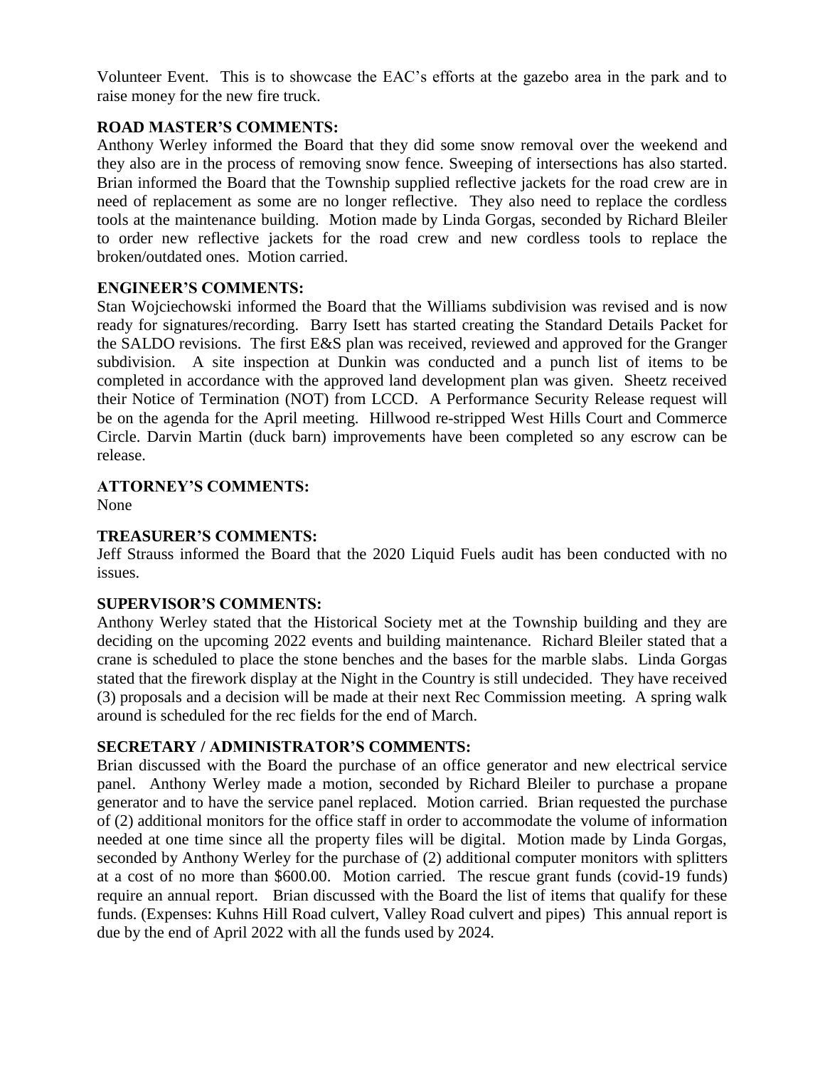Volunteer Event. This is to showcase the EAC's efforts at the gazebo area in the park and to raise money for the new fire truck.

**ROAD MASTER'S COMMENTS:**

Anthony Werley informed the Board that they did some snow removal over the weekend and they also are in the process of removing snow fence. Sweeping of intersections has also started. Brian informed the Board that the Township supplied reflective jackets for the road crew are in need of replacement as some are no longer reflective. They also need to replace the cordless tools at the maintenance building. Motion made by Linda Gorgas, seconded by Richard Bleiler to order new reflective jackets for the road crew and new cordless tools to replace the broken/outdated ones. Motion carried.

**ENGINEER'S COMMENTS:**

Stan Wojciechowski informed the Board that the Williams subdivision was revised and is now ready for signatures/recording. Barry Isett has started creating the Standard Details Packet for the SALDO revisions. The first E&S plan was received, reviewed and approved for the Granger subdivision. A site inspection at Dunkin was conducted and a punch list of items to be completed in accordance with the approved land development plan was given. Sheetz received their Notice of Termination (NOT) from LCCD. A Performance Security Release request will be on the agenda for the April meeting. Hillwood re-stripped West Hills Court and Commerce Circle. Darvin Martin (duck barn) improvements have been completed so any escrow can be release.

**ATTORNEY'S COMMENTS:**

None

**TREASURER'S COMMENTS:**

Jeff Strauss informed the Board that the 2020 Liquid Fuels audit has been conducted with no issues.

**SUPERVISOR'S COMMENTS:**

Anthony Werley stated that the Historical Society met at the Township building and they are deciding on the upcoming 2022 events and building maintenance. Richard Bleiler stated that a crane is scheduled to place the stone benches and the bases for the marble slabs. Linda Gorgas stated that the firework display at the Night in the Country is still undecided. They have received (3) proposals and a decision will be made at their next Rec Commission meeting. A spring walk around is scheduled for the rec fields for the end of March.

**SECRETARY / ADMINISTRATOR'S COMMENTS:**

Brian discussed with the Board the purchase of an office generator and new electrical service panel. Anthony Werley made a motion, seconded by Richard Bleiler to purchase a propane generator and to have the service panel replaced. Motion carried. Brian requested the purchase of (2) additional monitors for the office staff in order to accommodate the volume of information needed at one time since all the property files will be digital. Motion made by Linda Gorgas, seconded by Anthony Werley for the purchase of (2) additional computer monitors with splitters at a cost of no more than $600.00. Motion carried. The rescue grant funds (covid-19 funds) require an annual report. Brian discussed with the Board the list of items that qualify for these funds. (Expenses: Kuhns Hill Road culvert, Valley Road culvert and pipes) This annual report is due by the end of April 2022 with all the funds used by 2024.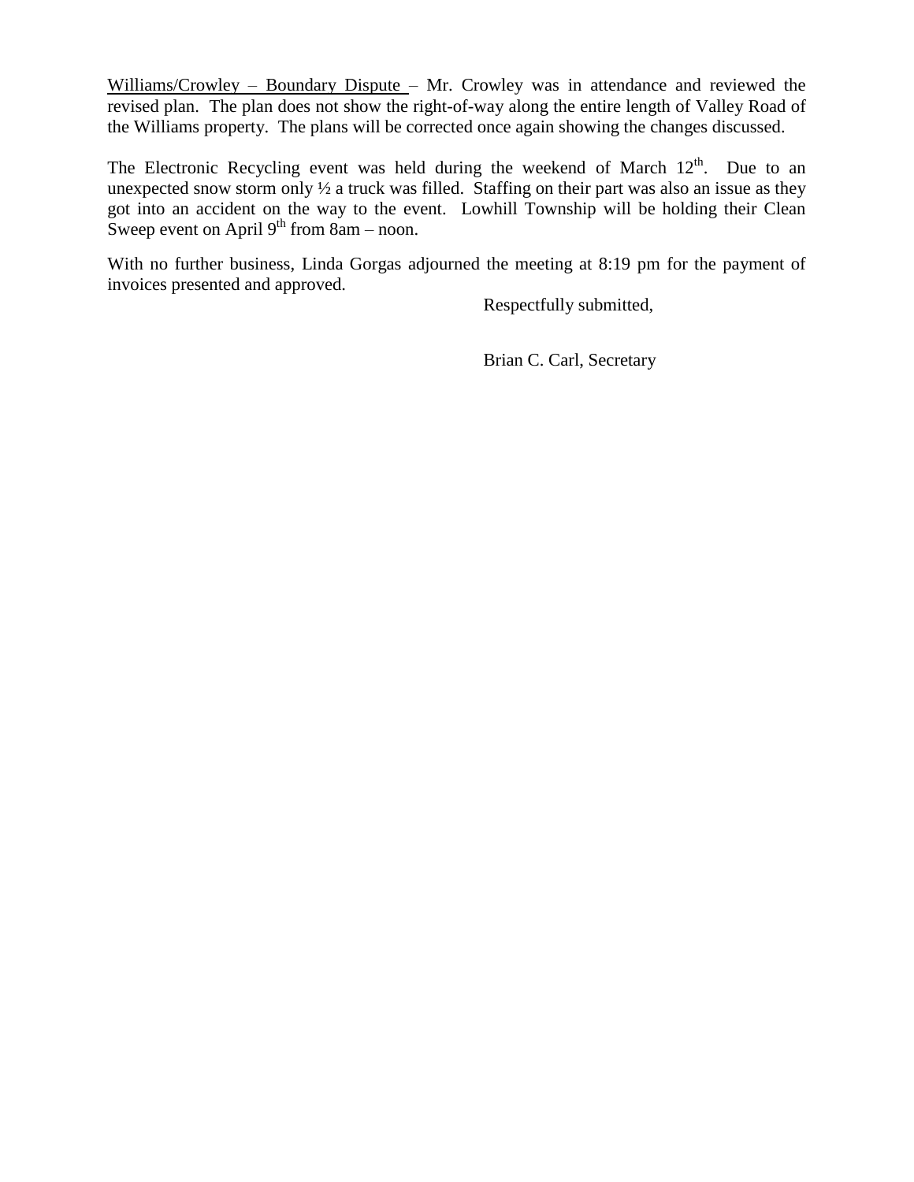<u>Williams/Crowley – Boundary Dispute</u> – Mr. Crowley was in attendance and reviewed the revised plan. The plan does not show the right-of-way along the entire length of Valley Road of the Williams property. The plans will be corrected once again showing the changes discussed.

The Electronic Recycling event was held during the weekend of March 12th. Due to an unexpected snow storm only ½ a truck was filled. Staffing on their part was also an issue as they got into an accident on the way to the event. Lowhill Township will be holding their Clean Sweep event on April 9th from 8am – noon.

With no further business, Linda Gorgas adjourned the meeting at 8:19 pm for the payment of invoices presented and approved.

Respectfully submitted,

Brian C. Carl, Secretary